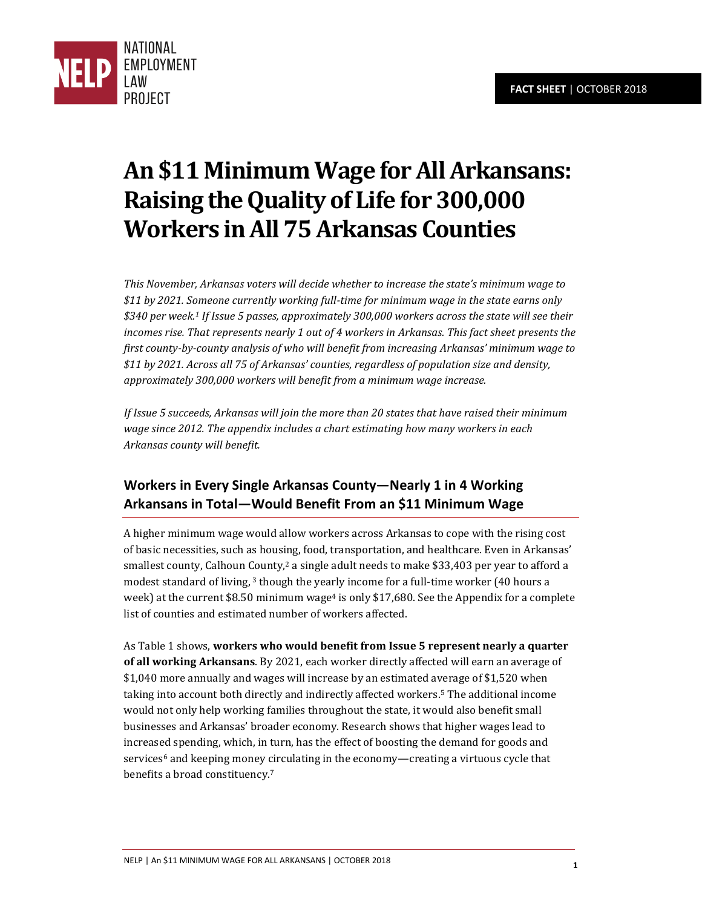NATIONAL EMPLOYMENT LAW PROJECT

**FACT SHEET** | OCTOBER 2018

# An $11 Minimum Wage for All Arkansans: Raising the Quality of Life for 300,000 Workers in All 75 Arkansas Counties

*This November, Arkansas voters will decide whether to increase the state's minimum wage to $11 by 2021. Someone currently working full-time for minimum wage in the state earns only $340 per week.[1] If Issue 5 passes, approximately 300,000 workers across the state will see their incomes rise. That represents nearly 1 out of 4 workers in Arkansas. This fact sheet presents the first county-by-county analysis of who will benefit from increasing Arkansas' minimum wage to $11 by 2021. Across all 75 of Arkansas' counties, regardless of population size and density, approximately 300,000 workers will benefit from a minimum wage increase.*

*If Issue 5 succeeds, Arkansas will join the more than 20 states that have raised their minimum wage since 2012. The appendix includes a chart estimating how many workers in each Arkansas county will benefit.*

## Workers in Every Single Arkansas County—Nearly 1 in 4 Working Arkansans in Total—Would Benefit From an $11 Minimum Wage

A higher minimum wage would allow workers across Arkansas to cope with the rising cost of basic necessities, such as housing, food, transportation, and healthcare. Even in Arkansas' smallest county, Calhoun County,[2] a single adult needs to make $33,403 per year to afford a modest standard of living,[3] though the yearly income for a full-time worker (40 hours a week) at the current $8.50 minimum wage[4] is only $17,680. See the Appendix for a complete list of counties and estimated number of workers affected.

As Table 1 shows, **workers who would benefit from Issue 5 represent nearly a quarter of all working Arkansans**. By 2021, each worker directly affected will earn an average of $1,040 more annually and wages will increase by an estimated average of $1,520 when taking into account both directly and indirectly affected workers.[5] The additional income would not only help working families throughout the state, it would also benefit small businesses and Arkansas' broader economy. Research shows that higher wages lead to increased spending, which, in turn, has the effect of boosting the demand for goods and services[6] and keeping money circulating in the economy—creating a virtuous cycle that benefits a broad constituency.[7]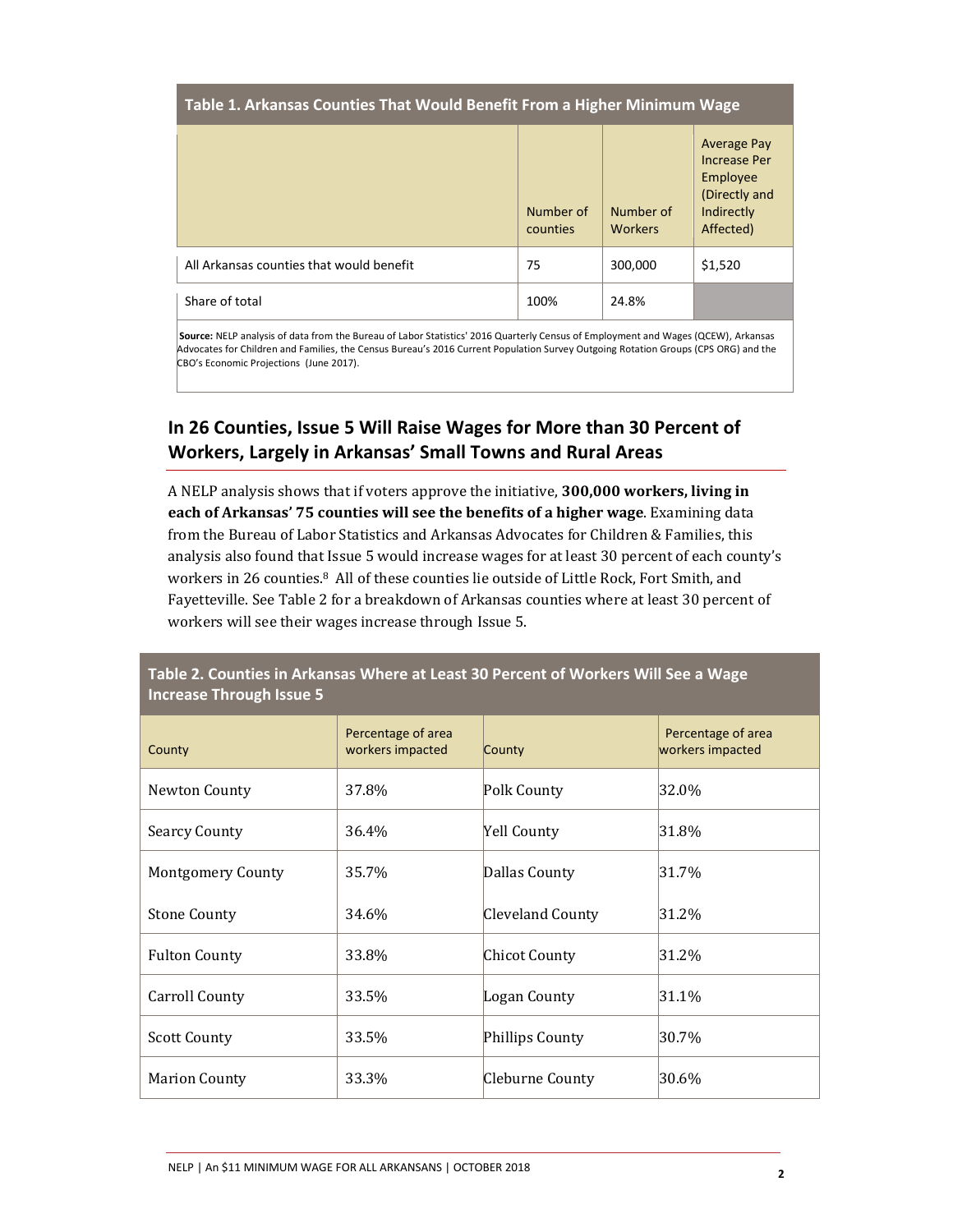**Table 1. Arkansas Counties That Would Benefit From a Higher Minimum Wage**

| | Number of counties | Number of Workers | Average Pay Increase Per Employee (Directly and Indirectly Affected) |
|---|---|---|---|
| All Arkansas counties that would benefit | 75 | 300,000 | $1,520 |
| Share of total | 100% | 24.8% | |

**Source:** NELP analysis of data from the Bureau of Labor Statistics' 2016 Quarterly Census of Employment and Wages (QCEW), Arkansas Advocates for Children and Families, the Census Bureau's 2016 Current Population Survey Outgoing Rotation Groups (CPS ORG) and the CBO's Economic Projections (June 2017).

## In 26 Counties, Issue 5 Will Raise Wages for More than 30 Percent of Workers, Largely in Arkansas' Small Towns and Rural Areas

A NELP analysis shows that if voters approve the initiative, **300,000 workers, living in each of Arkansas' 75 counties will see the benefits of a higher wage**. Examining data from the Bureau of Labor Statistics and Arkansas Advocates for Children & Families, this analysis also found that Issue 5 would increase wages for at least 30 percent of each county's workers in 26 counties.[8] All of these counties lie outside of Little Rock, Fort Smith, and Fayetteville. See Table 2 for a breakdown of Arkansas counties where at least 30 percent of workers will see their wages increase through Issue 5.

**Table 2. Counties in Arkansas Where at Least 30 Percent of Workers Will See a Wage Increase Through Issue 5**

| County | Percentage of area workers impacted | County | Percentage of area workers impacted |
|---|---|---|---|
| Newton County | 37.8% | Polk County | 32.0% |
| Searcy County | 36.4% | Yell County | 31.8% |
| Montgomery County | 35.7% | Dallas County | 31.7% |
| Stone County | 34.6% | Cleveland County | 31.2% |
| Fulton County | 33.8% | Chicot County | 31.2% |
| Carroll County | 33.5% | Logan County | 31.1% |
| Scott County | 33.5% | Phillips County | 30.7% |
| Marion County | 33.3% | Cleburne County | 30.6% |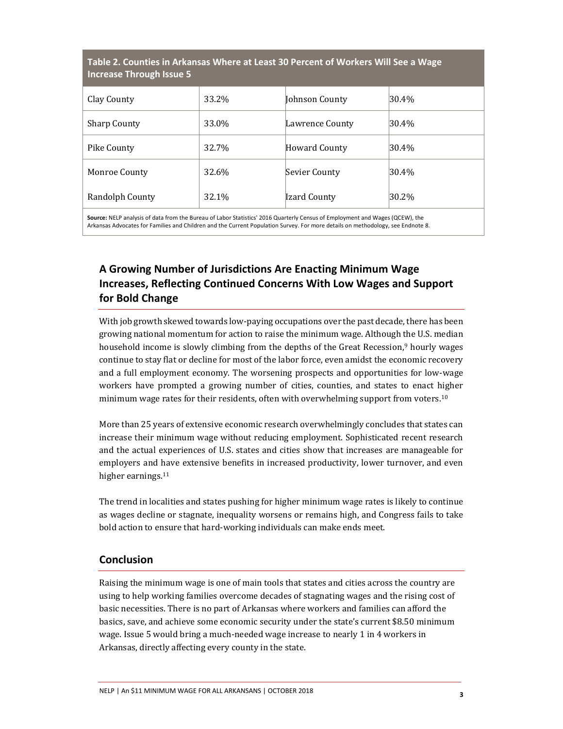**Table 2. Counties in Arkansas Where at Least 30 Percent of Workers Will See a Wage Increase Through Issue 5**

| | | | |
|---|---|---|---|
| Clay County | 33.2% | Johnson County | 30.4% |
| Sharp County | 33.0% | Lawrence County | 30.4% |
| Pike County | 32.7% | Howard County | 30.4% |
| Monroe County | 32.6% | Sevier County | 30.4% |
| Randolph County | 32.1% | Izard County | 30.2% |

**Source:** NELP analysis of data from the Bureau of Labor Statistics' 2016 Quarterly Census of Employment and Wages (QCEW), the Arkansas Advocates for Families and Children and the Current Population Survey. For more details on methodology, see Endnote 8.

## A Growing Number of Jurisdictions Are Enacting Minimum Wage Increases, Reflecting Continued Concerns With Low Wages and Support for Bold Change

With job growth skewed towards low-paying occupations over the past decade, there has been growing national momentum for action to raise the minimum wage. Although the U.S. median household income is slowly climbing from the depths of the Great Recession,[9] hourly wages continue to stay flat or decline for most of the labor force, even amidst the economic recovery and a full employment economy. The worsening prospects and opportunities for low-wage workers have prompted a growing number of cities, counties, and states to enact higher minimum wage rates for their residents, often with overwhelming support from voters.[10]

More than 25 years of extensive economic research overwhelmingly concludes that states can increase their minimum wage without reducing employment. Sophisticated recent research and the actual experiences of U.S. states and cities show that increases are manageable for employers and have extensive benefits in increased productivity, lower turnover, and even higher earnings.[11]

The trend in localities and states pushing for higher minimum wage rates is likely to continue as wages decline or stagnate, inequality worsens or remains high, and Congress fails to take bold action to ensure that hard-working individuals can make ends meet.

## Conclusion

Raising the minimum wage is one of main tools that states and cities across the country are using to help working families overcome decades of stagnating wages and the rising cost of basic necessities. There is no part of Arkansas where workers and families can afford the basics, save, and achieve some economic security under the state's current $8.50 minimum wage. Issue 5 would bring a much-needed wage increase to nearly 1 in 4 workers in Arkansas, directly affecting every county in the state.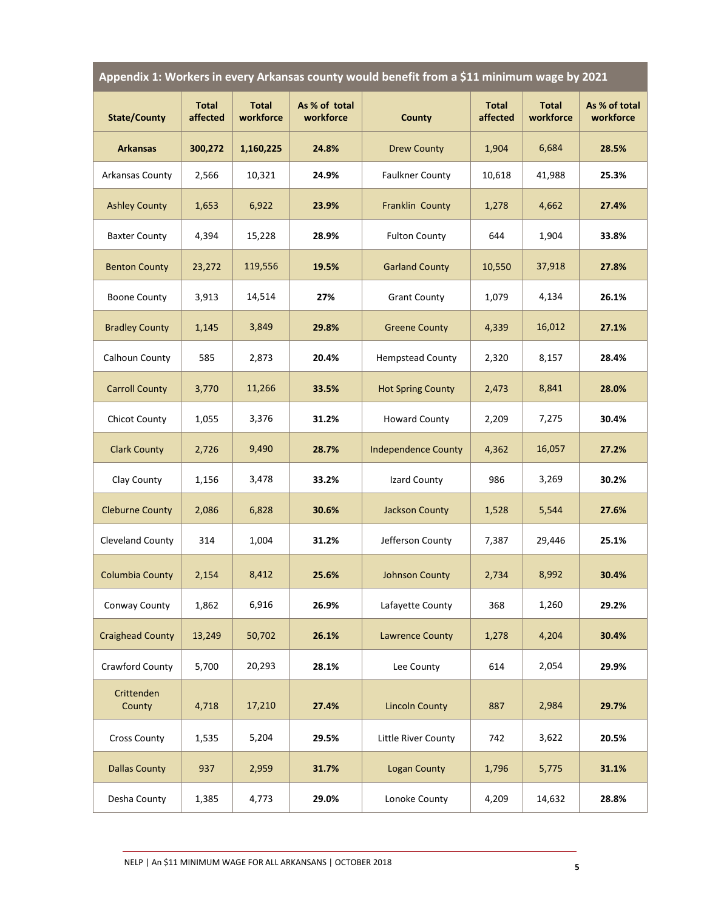| Appendix 1: Workers in every Arkansas county would benefit from a $11 minimum wage by 2021 | | | | | | | |
|---|---|---|---|---|---|---|---|
| **State/County** | **Total affected** | **Total workforce** | **As % of total workforce** | **County** | **Total affected** | **Total workforce** | **As % of total workforce** |
| **Arkansas** | **300,272** | **1,160,225** | **24.8%** | Drew County | 1,904 | 6,684 | **28.5%** |
| Arkansas County | 2,566 | 10,321 | **24.9%** | Faulkner County | 10,618 | 41,988 | **25.3%** |
| Ashley County | 1,653 | 6,922 | **23.9%** | Franklin County | 1,278 | 4,662 | **27.4%** |
| Baxter County | 4,394 | 15,228 | **28.9%** | Fulton County | 644 | 1,904 | **33.8%** |
| Benton County | 23,272 | 119,556 | **19.5%** | Garland County | 10,550 | 37,918 | **27.8%** |
| Boone County | 3,913 | 14,514 | **27%** | Grant County | 1,079 | 4,134 | **26.1%** |
| Bradley County | 1,145 | 3,849 | **29.8%** | Greene County | 4,339 | 16,012 | **27.1%** |
| Calhoun County | 585 | 2,873 | **20.4%** | Hempstead County | 2,320 | 8,157 | **28.4%** |
| Carroll County | 3,770 | 11,266 | **33.5%** | Hot Spring County | 2,473 | 8,841 | **28.0%** |
| Chicot County | 1,055 | 3,376 | **31.2%** | Howard County | 2,209 | 7,275 | **30.4%** |
| Clark County | 2,726 | 9,490 | **28.7%** | Independence County | 4,362 | 16,057 | **27.2%** |
| Clay County | 1,156 | 3,478 | **33.2%** | Izard County | 986 | 3,269 | **30.2%** |
| Cleburne County | 2,086 | 6,828 | **30.6%** | Jackson County | 1,528 | 5,544 | **27.6%** |
| Cleveland County | 314 | 1,004 | **31.2%** | Jefferson County | 7,387 | 29,446 | **25.1%** |
| Columbia County | 2,154 | 8,412 | **25.6%** | Johnson County | 2,734 | 8,992 | **30.4%** |
| Conway County | 1,862 | 6,916 | **26.9%** | Lafayette County | 368 | 1,260 | **29.2%** |
| Craighead County | 13,249 | 50,702 | **26.1%** | Lawrence County | 1,278 | 4,204 | **30.4%** |
| Crawford County | 5,700 | 20,293 | **28.1%** | Lee County | 614 | 2,054 | **29.9%** |
| Crittenden County | 4,718 | 17,210 | **27.4%** | Lincoln County | 887 | 2,984 | **29.7%** |
| Cross County | 1,535 | 5,204 | **29.5%** | Little River County | 742 | 3,622 | **20.5%** |
| Dallas County | 937 | 2,959 | **31.7%** | Logan County | 1,796 | 5,775 | **31.1%** |
| Desha County | 1,385 | 4,773 | **29.0%** | Lonoke County | 4,209 | 14,632 | **28.8%** |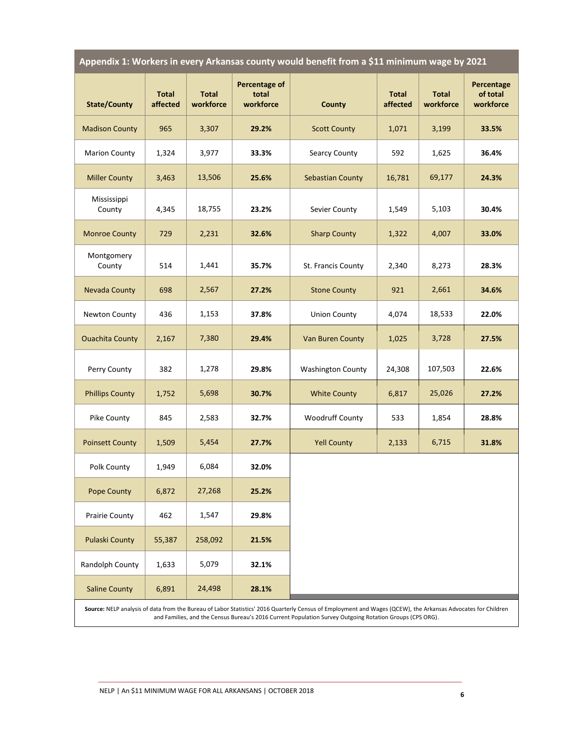## Appendix 1: Workers in every Arkansas county would benefit from a $11 minimum wage by 2021

| State/County | Total affected | Total workforce | Percentage of total workforce | County | Total affected | Total workforce | Percentage of total workforce |
|---|---|---|---|---|---|---|---|
| Madison County | 965 | 3,307 | **29.2%** | Scott County | 1,071 | 3,199 | **33.5%** |
| Marion County | 1,324 | 3,977 | **33.3%** | Searcy County | 592 | 1,625 | **36.4%** |
| Miller County | 3,463 | 13,506 | **25.6%** | Sebastian County | 16,781 | 69,177 | **24.3%** |
| Mississippi County | 4,345 | 18,755 | **23.2%** | Sevier County | 1,549 | 5,103 | **30.4%** |
| Monroe County | 729 | 2,231 | **32.6%** | Sharp County | 1,322 | 4,007 | **33.0%** |
| Montgomery County | 514 | 1,441 | **35.7%** | St. Francis County | 2,340 | 8,273 | **28.3%** |
| Nevada County | 698 | 2,567 | **27.2%** | Stone County | 921 | 2,661 | **34.6%** |
| Newton County | 436 | 1,153 | **37.8%** | Union County | 4,074 | 18,533 | **22.0%** |
| Ouachita County | 2,167 | 7,380 | **29.4%** | Van Buren County | 1,025 | 3,728 | **27.5%** |
| Perry County | 382 | 1,278 | **29.8%** | Washington County | 24,308 | 107,503 | **22.6%** |
| Phillips County | 1,752 | 5,698 | **30.7%** | White County | 6,817 | 25,026 | **27.2%** |
| Pike County | 845 | 2,583 | **32.7%** | Woodruff County | 533 | 1,854 | **28.8%** |
| Poinsett County | 1,509 | 5,454 | **27.7%** | Yell County | 2,133 | 6,715 | **31.8%** |
| Polk County | 1,949 | 6,084 | **32.0%** | | | | |
| Pope County | 6,872 | 27,268 | **25.2%** | | | | |
| Prairie County | 462 | 1,547 | **29.8%** | | | | |
| Pulaski County | 55,387 | 258,092 | **21.5%** | | | | |
| Randolph County | 1,633 | 5,079 | **32.1%** | | | | |
| Saline County | 6,891 | 24,498 | **28.1%** | | | | |

**Source:** NELP analysis of data from the Bureau of Labor Statistics' 2016 Quarterly Census of Employment and Wages (QCEW), the Arkansas Advocates for Children and Families, and the Census Bureau's 2016 Current Population Survey Outgoing Rotation Groups (CPS ORG).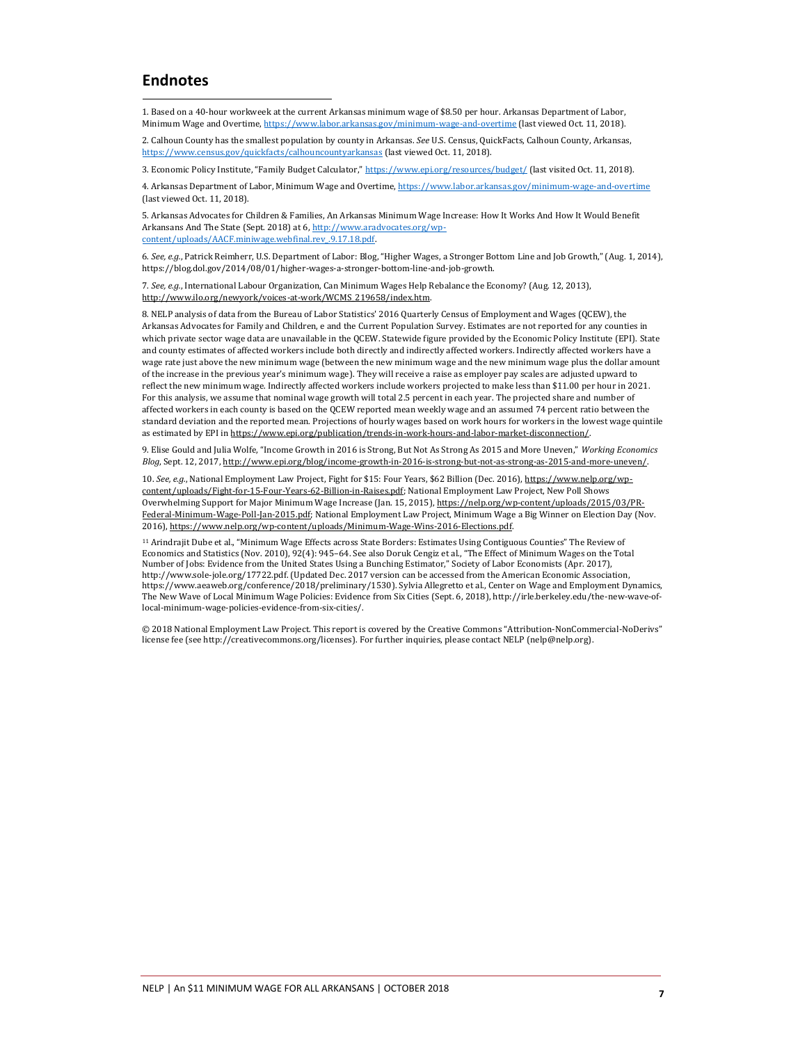## Endnotes

1. Based on a 40-hour workweek at the current Arkansas minimum wage of $8.50 per hour. Arkansas Department of Labor, Minimum Wage and Overtime, https://www.labor.arkansas.gov/minimum-wage-and-overtime (last viewed Oct. 11, 2018).

2. Calhoun County has the smallest population by county in Arkansas. *See* U.S. Census, QuickFacts, Calhoun County, Arkansas, https://www.census.gov/quickfacts/calhouncountyarkansas (last viewed Oct. 11, 2018).

3. Economic Policy Institute, "Family Budget Calculator," https://www.epi.org/resources/budget/ (last visited Oct. 11, 2018).

4. Arkansas Department of Labor, Minimum Wage and Overtime, https://www.labor.arkansas.gov/minimum-wage-and-overtime (last viewed Oct. 11, 2018).

5. Arkansas Advocates for Children & Families, An Arkansas Minimum Wage Increase: How It Works And How It Would Benefit Arkansans And The State (Sept. 2018) at 6, http://www.aradvocates.org/wp-content/uploads/AACF.miniwage.webfinal.rev_.9.17.18.pdf.

6. *See, e.g.*, Patrick Reimherr, U.S. Department of Labor: Blog, "Higher Wages, a Stronger Bottom Line and Job Growth," (Aug. 1, 2014), https://blog.dol.gov/2014/08/01/higher-wages-a-stronger-bottom-line-and-job-growth.

7. *See, e.g.*, International Labour Organization, Can Minimum Wages Help Rebalance the Economy? (Aug. 12, 2013), http://www.ilo.org/newyork/voices-at-work/WCMS_219658/index.htm.

8. NELP analysis of data from the Bureau of Labor Statistics' 2016 Quarterly Census of Employment and Wages (QCEW), the Arkansas Advocates for Family and Children, e and the Current Population Survey. Estimates are not reported for any counties in which private sector wage data are unavailable in the QCEW. Statewide figure provided by the Economic Policy Institute (EPI). State and county estimates of affected workers include both directly and indirectly affected workers. Indirectly affected workers have a wage rate just above the new minimum wage (between the new minimum wage and the new minimum wage plus the dollar amount of the increase in the previous year's minimum wage). They will receive a raise as employer pay scales are adjusted upward to reflect the new minimum wage. Indirectly affected workers include workers projected to make less than $11.00 per hour in 2021. For this analysis, we assume that nominal wage growth will total 2.5 percent in each year. The projected share and number of affected workers in each county is based on the QCEW reported mean weekly wage and an assumed 74 percent ratio between the standard deviation and the reported mean. Projections of hourly wages based on work hours for workers in the lowest wage quintile as estimated by EPI in https://www.epi.org/publication/trends-in-work-hours-and-labor-market-disconnection/.

9. Elise Gould and Julia Wolfe, "Income Growth in 2016 is Strong, But Not As Strong As 2015 and More Uneven," *Working Economics Blog*, Sept. 12, 2017, http://www.epi.org/blog/income-growth-in-2016-is-strong-but-not-as-strong-as-2015-and-more-uneven/.

10. *See, e.g.*, National Employment Law Project, Fight for $15: Four Years, $62 Billion (Dec. 2016), https://www.nelp.org/wp-content/uploads/Fight-for-15-Four-Years-62-Billion-in-Raises.pdf; National Employment Law Project, New Poll Shows Overwhelming Support for Major Minimum Wage Increase (Jan. 15, 2015), https://nelp.org/wp-content/uploads/2015/03/PR-Federal-Minimum-Wage-Poll-Jan-2015.pdf; National Employment Law Project, Minimum Wage a Big Winner on Election Day (Nov. 2016), https://www.nelp.org/wp-content/uploads/Minimum-Wage-Wins-2016-Elections.pdf.

11 Arindrajit Dube et al., "Minimum Wage Effects across State Borders: Estimates Using Contiguous Counties" The Review of Economics and Statistics (Nov. 2010), 92(4): 945–64. See also Doruk Cengiz et al., "The Effect of Minimum Wages on the Total Number of Jobs: Evidence from the United States Using a Bunching Estimator," Society of Labor Economists (Apr. 2017), http://www.sole-jole.org/17722.pdf. (Updated Dec. 2017 version can be accessed from the American Economic Association, https://www.aeaweb.org/conference/2018/preliminary/1530). Sylvia Allegretto et al., Center on Wage and Employment Dynamics, The New Wave of Local Minimum Wage Policies: Evidence from Six Cities (Sept. 6, 2018), http://irle.berkeley.edu/the-new-wave-of-local-minimum-wage-policies-evidence-from-six-cities/.

© 2018 National Employment Law Project. This report is covered by the Creative Commons "Attribution-NonCommercial-NoDerivs" license fee (see http://creativecommons.org/licenses). For further inquiries, please contact NELP (nelp@nelp.org).